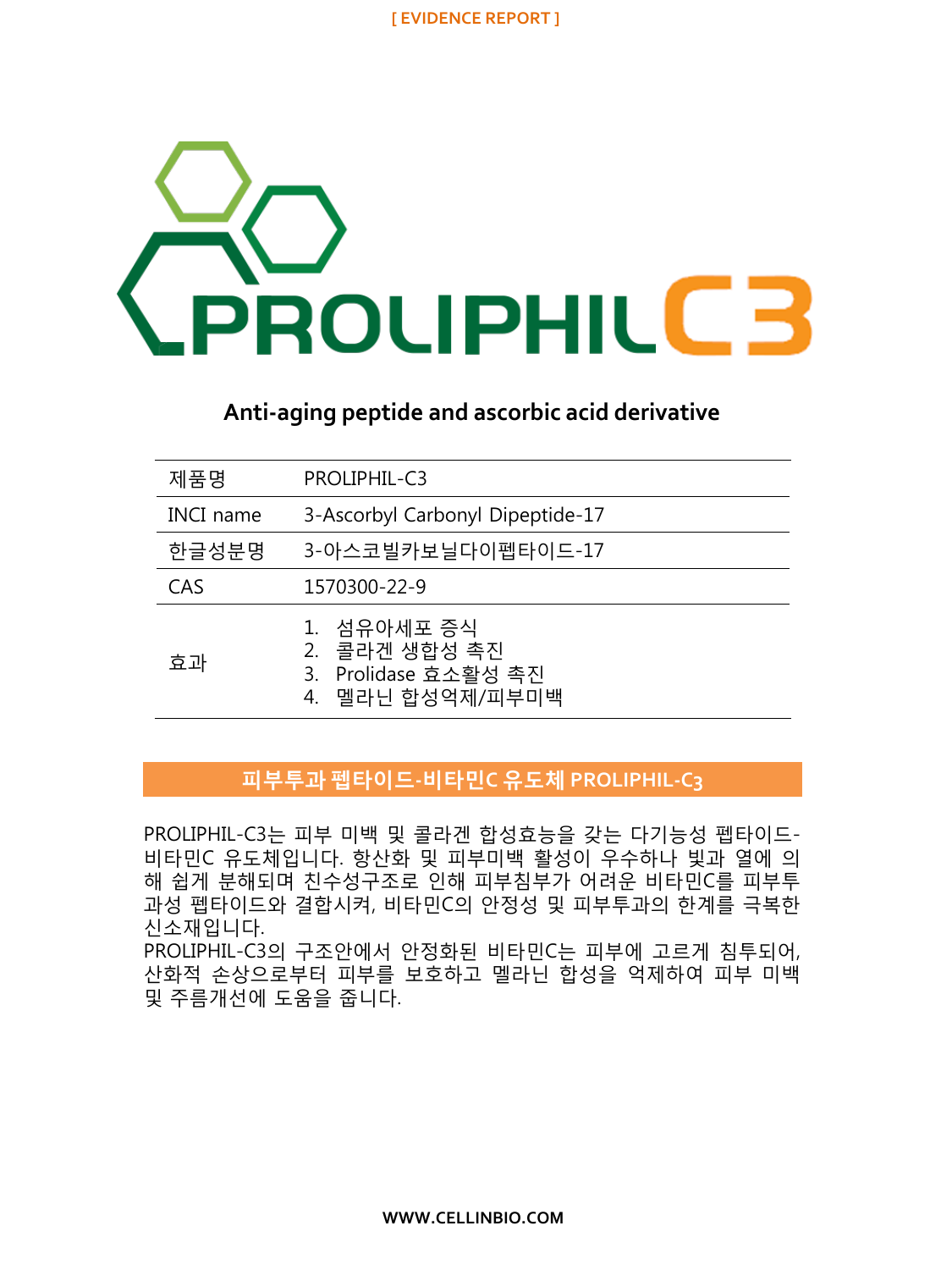[ EVIDENCE REPORT ]

# PROLIPHIL C3

## Anti-aging peptide and ascorbic acid derivative

| 제품명 | PROLIPHIL-C3 |
|---|---|
| INCI name | 3-Ascorbyl Carbonyl Dipeptide-17 |
| 한글성분명 | 3-아스코빌카보닐다이펩타이드-17 |
| CAS | 1570300-22-9 |
| 효과 | 1. 섬유아세포 증식<br>2. 콜라겐 생합성 촉진<br>3. Prolidase 효소활성 촉진<br>4. 멜라닌 합성억제/피부미백 |

## 피부투과 펩타이드-비타민C 유도체 PROLIPHIL-C3

PROLIPHIL-C3는 피부 미백 및 콜라겐 합성효능을 갖는 다기능성 펩타이드-비타민C 유도체입니다. 항산화 및 피부미백 활성이 우수하나 빛과 열에 의해 쉽게 분해되며 친수성구조로 인해 피부침투가 어려운 비타민C를 피부투과성 펩타이드와 결합시켜, 비타민C의 안정성 및 피부투과의 한계를 극복한 신소재입니다.
PROLIPHIL-C3의 구조안에서 안정화된 비타민C는 피부에 고르게 침투되어, 산화적 손상으로부터 피부를 보호하고 멜라닌 합성을 억제하여 피부 미백 및 주름개선에 도움을 줍니다.

WWW.CELLINBIO.COM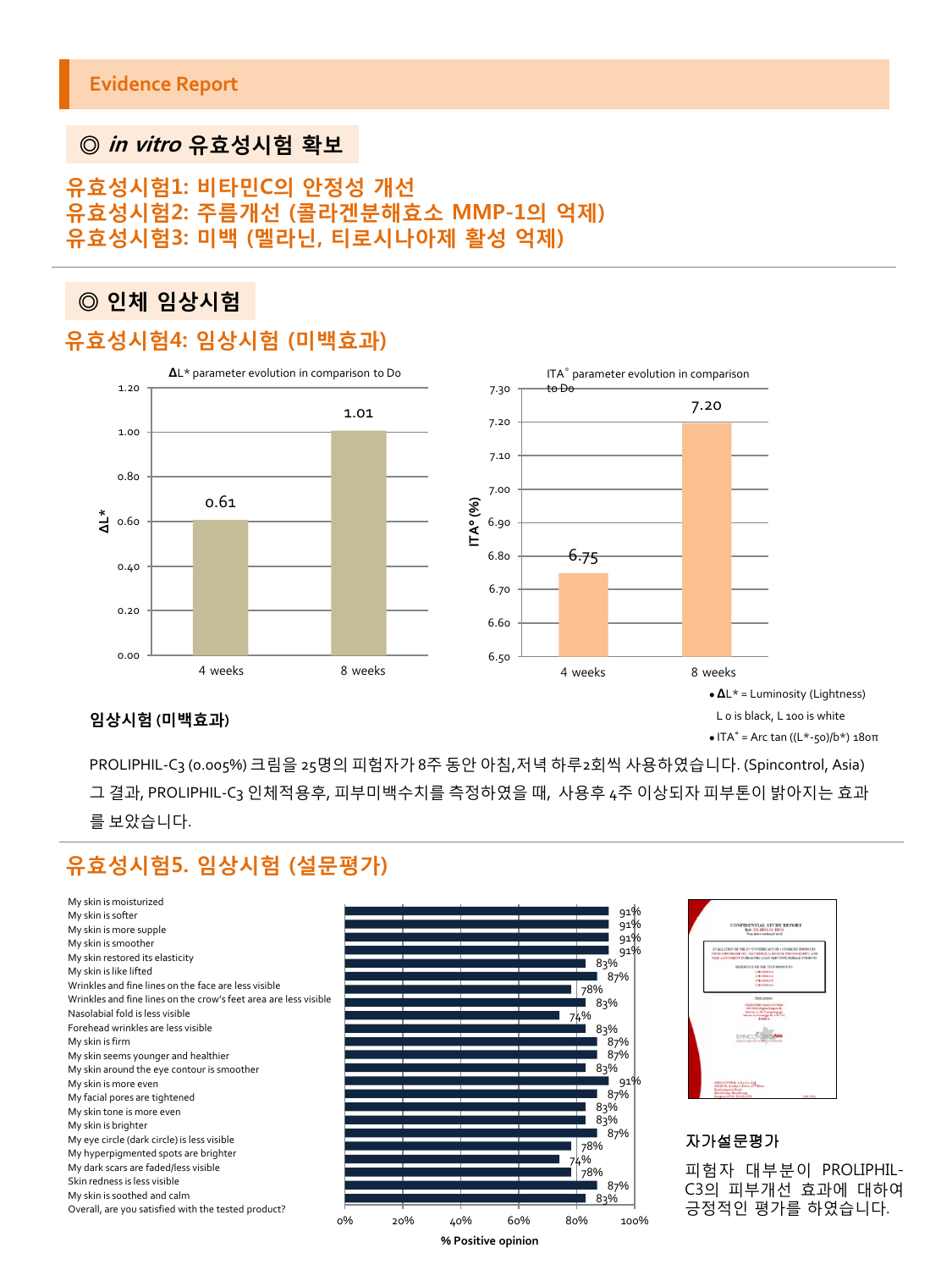## Evidence Report

### ◎ *in vitro* 유효성시험 확보

**유효성시험1: 비타민C의 안정성 개선**
**유효성시험2: 주름개선 (콜라겐분해효소 MMP-1의 억제)**
**유효성시험3: 미백 (멜라닌, 티로시나아제 활성 억제)**

### ◎ 인체 임상시험

**유효성시험4: 임상시험 (미백효과)**

ΔL* parameter evolution in comparison to Do

ΔL*

1.20
1.00
0.80
0.60
0.40
0.20
0.00

0.61
1.01

4 weeks
8 weeks

ITA˚ parameter evolution in comparison to Do

ITA° (%)

7.30
7.20
7.10
7.00
6.90
6.80
6.70
6.60
6.50

6.75
7.20

4 weeks
8 weeks

- ΔL* = Luminosity (Lightness)
  L o is black, L 100 is white
- ITA˚ = Arc tan ((L*-50)/b*) 180π

**임상시험 (미백효과)**

PROLIPHIL-C3 (0.005%) 크림을 25명의 피험자가 8주 동안 아침,저녁 하루2회씩 사용하였습니다. (Spincontrol, Asia)
그 결과, PROLIPHIL-C3 인체적용후, 피부미백수치를 측정하였을 때, 사용후 4주 이상되자 피부톤이 밝아지는 효과를 보았습니다.

**유효성시험5. 임상시험 (설문평가)**

My skin is moisturized
My skin is softer
My skin is more supple
My skin is smoother
My skin restored its elasticity
My skin is like lifted
Wrinkles and fine lines on the face are less visible
Wrinkles and fine lines on the crow's feet area are less visible
Nasolabial fold is less visible
Forehead wrinkles are less visible
My skin is firm
My skin seems younger and healthier
My skin around the eye contour is smoother
My skin is more even
My facial pores are tightened
My skin tone is more even
My skin is brighter
My eye circle (dark circle) is less visible
My hyperpigmented spots are brighter
My dark scars are faded/less visible
Skin redness is less visible
My skin is soothed and calm
Overall, are you satisfied with the tested product?

91%
91%
91%
91%
83%
87%
78%
83%
74%
83%
87%
87%
83%
91%
87%
83%
83%
87%
78%
74%
78%
87%
83%

0%
20%
40%
60%
80%
100%

% Positive opinion

CONFIDENTIAL STUDY REPORT

**자가설문평가**

피험자 대부분이 PROLIPHIL-C3의 피부개선 효과에 대하여 긍정적인 평가를 하였습니다.